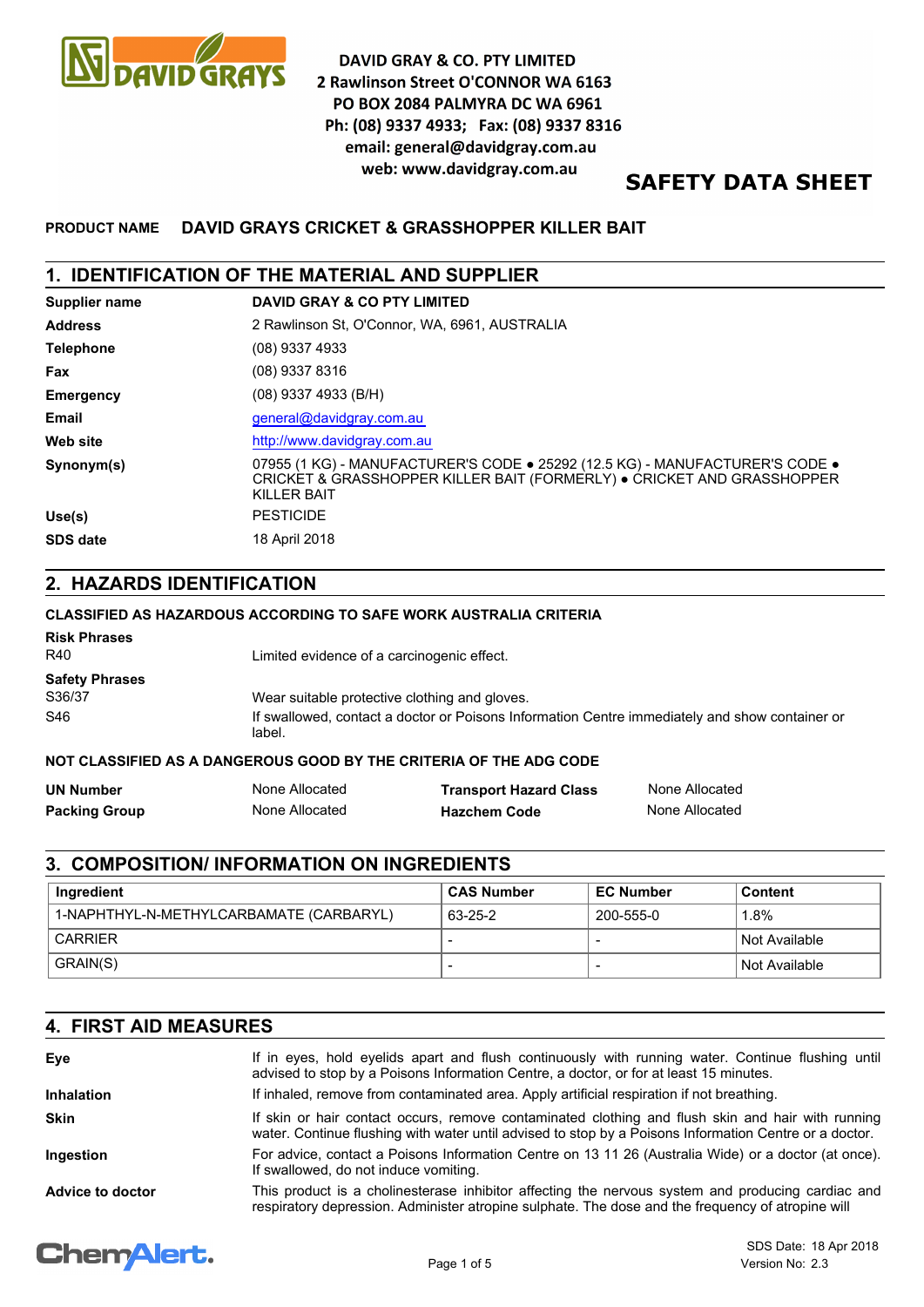DAVID GRAY & CO. PTY LIMITED
2 Rawlinson Street O'CONNOR WA 6163
PO BOX 2084 PALMYRA DC WA 6961
Ph: (08) 9337 4933; Fax: (08) 9337 8316
email: general@davidgray.com.au
web: www.davidgray.com.au

# SAFETY DATA SHEET

**PRODUCT NAME** **DAVID GRAYS CRICKET & GRASSHOPPER KILLER BAIT**

## 1. IDENTIFICATION OF THE MATERIAL AND SUPPLIER

| | |
|---|---|
| **Supplier name** | **DAVID GRAY & CO PTY LIMITED** |
| **Address** | 2 Rawlinson St, O'Connor, WA, 6961, AUSTRALIA |
| **Telephone** | (08) 9337 4933 |
| **Fax** | (08) 9337 8316 |
| **Emergency** | (08) 9337 4933 (B/H) |
| **Email** | general@davidgray.com.au |
| **Web site** | http://www.davidgray.com.au |
| **Synonym(s)** | 07955 (1 KG) - MANUFACTURER'S CODE • 25292 (12.5 KG) - MANUFACTURER'S CODE • CRICKET & GRASSHOPPER KILLER BAIT (FORMERLY) • CRICKET AND GRASSHOPPER KILLER BAIT |
| **Use(s)** | PESTICIDE |
| **SDS date** | 18 April 2018 |

## 2. HAZARDS IDENTIFICATION

**CLASSIFIED AS HAZARDOUS ACCORDING TO SAFE WORK AUSTRALIA CRITERIA**

**Risk Phrases**

| | |
|---|---|
| R40 | Limited evidence of a carcinogenic effect. |

**Safety Phrases**

| | |
|---|---|
| S36/37 | Wear suitable protective clothing and gloves. |
| S46 | If swallowed, contact a doctor or Poisons Information Centre immediately and show container or label. |

**NOT CLASSIFIED AS A DANGEROUS GOOD BY THE CRITERIA OF THE ADG CODE**

| | | | |
|---|---|---|---|
| **UN Number** | None Allocated | **Transport Hazard Class** | None Allocated |
| **Packing Group** | None Allocated | **Hazchem Code** | None Allocated |

## 3. COMPOSITION/ INFORMATION ON INGREDIENTS

| Ingredient | CAS Number | EC Number | Content |
|---|---|---|---|
| 1-NAPHTHYL-N-METHYLCARBAMATE (CARBARYL) | 63-25-2 | 200-555-0 | 1.8% |
| CARRIER | - | - | Not Available |
| GRAIN(S) | - | - | Not Available |

## 4. FIRST AID MEASURES

| | |
|---|---|
| **Eye** | If in eyes, hold eyelids apart and flush continuously with running water. Continue flushing until advised to stop by a Poisons Information Centre, a doctor, or for at least 15 minutes. |
| **Inhalation** | If inhaled, remove from contaminated area. Apply artificial respiration if not breathing. |
| **Skin** | If skin or hair contact occurs, remove contaminated clothing and flush skin and hair with running water. Continue flushing with water until advised to stop by a Poisons Information Centre or a doctor. |
| **Ingestion** | For advice, contact a Poisons Information Centre on 13 11 26 (Australia Wide) or a doctor (at once). If swallowed, do not induce vomiting. |
| **Advice to doctor** | This product is a cholinesterase inhibitor affecting the nervous system and producing cardiac and respiratory depression. Administer atropine sulphate. The dose and the frequency of atropine will |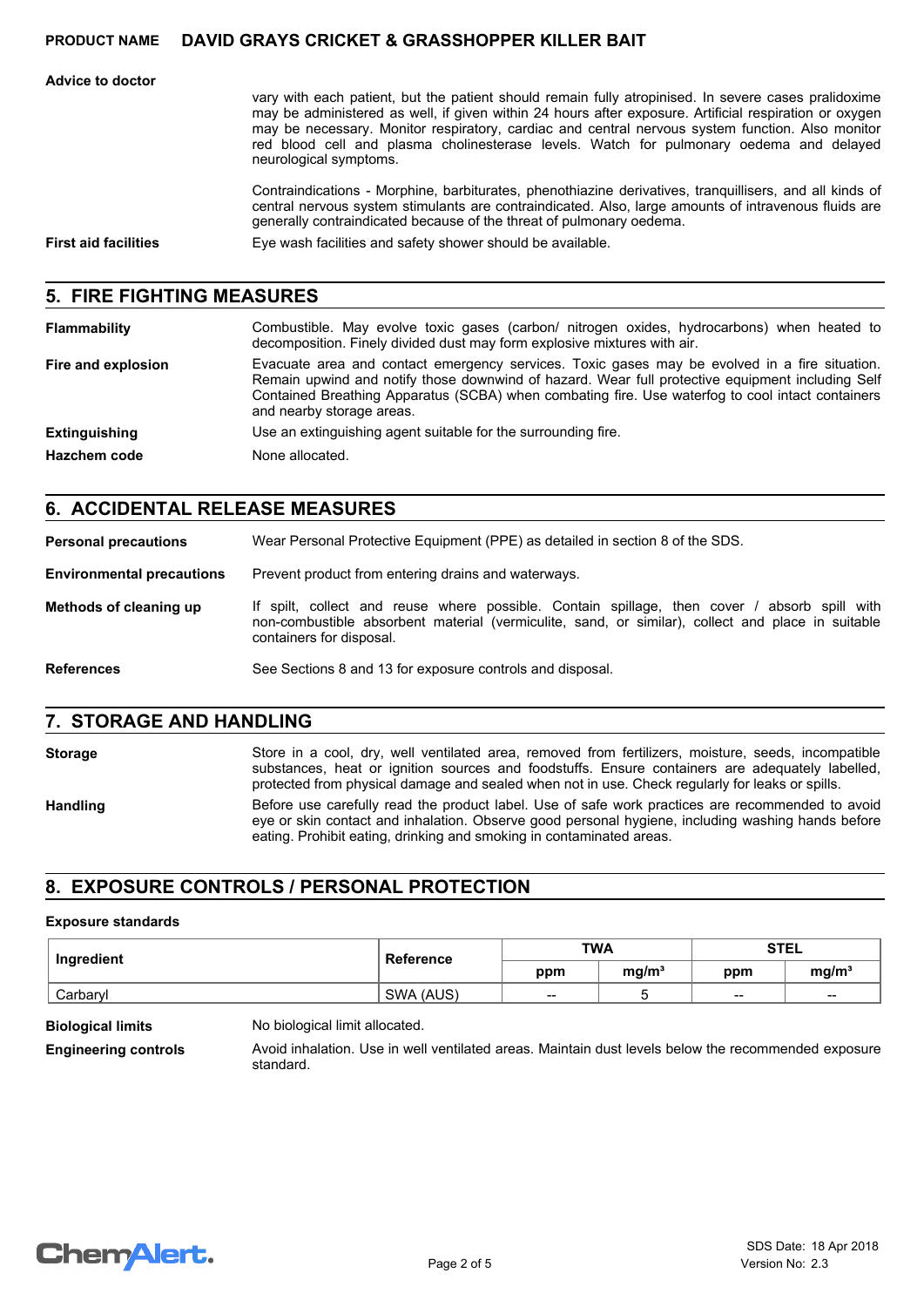**Advice to doctor**

vary with each patient, but the patient should remain fully atropinised. In severe cases pralidoxime may be administered as well, if given within 24 hours after exposure. Artificial respiration or oxygen may be necessary. Monitor respiratory, cardiac and central nervous system function. Also monitor red blood cell and plasma cholinesterase levels. Watch for pulmonary oedema and delayed neurological symptoms.

Contraindications - Morphine, barbiturates, phenothiazine derivatives, tranquillisers, and all kinds of central nervous system stimulants are contraindicated. Also, large amounts of intravenous fluids are generally contraindicated because of the threat of pulmonary oedema.

**First aid facilities**

Eye wash facilities and safety shower should be available.

## 5. FIRE FIGHTING MEASURES

**Flammability**

Combustible. May evolve toxic gases (carbon/ nitrogen oxides, hydrocarbons) when heated to decomposition. Finely divided dust may form explosive mixtures with air.

**Fire and explosion**

Evacuate area and contact emergency services. Toxic gases may be evolved in a fire situation. Remain upwind and notify those downwind of hazard. Wear full protective equipment including Self Contained Breathing Apparatus (SCBA) when combating fire. Use waterfog to cool intact containers and nearby storage areas.

**Extinguishing**

Use an extinguishing agent suitable for the surrounding fire.

**Hazchem code**

None allocated.

## 6. ACCIDENTAL RELEASE MEASURES

**Personal precautions**

Wear Personal Protective Equipment (PPE) as detailed in section 8 of the SDS.

**Environmental precautions**

Prevent product from entering drains and waterways.

**Methods of cleaning up**

If spilt, collect and reuse where possible. Contain spillage, then cover / absorb spill with non-combustible absorbent material (vermiculite, sand, or similar), collect and place in suitable containers for disposal.

**References**

See Sections 8 and 13 for exposure controls and disposal.

## 7. STORAGE AND HANDLING

**Storage**

Store in a cool, dry, well ventilated area, removed from fertilizers, moisture, seeds, incompatible substances, heat or ignition sources and foodstuffs. Ensure containers are adequately labelled, protected from physical damage and sealed when not in use. Check regularly for leaks or spills.

**Handling**

Before use carefully read the product label. Use of safe work practices are recommended to avoid eye or skin contact and inhalation. Observe good personal hygiene, including washing hands before eating. Prohibit eating, drinking and smoking in contaminated areas.

## 8. EXPOSURE CONTROLS / PERSONAL PROTECTION

### Exposure standards

| Ingredient | Reference | TWA | | STEL | |
|---|---|---|---|---|---|
| | | ppm | mg/m³ | ppm | mg/m³ |
| Carbaryl | SWA (AUS) | -- | 5 | -- | -- |

**Biological limits**

No biological limit allocated.

**Engineering controls**

Avoid inhalation. Use in well ventilated areas. Maintain dust levels below the recommended exposure standard.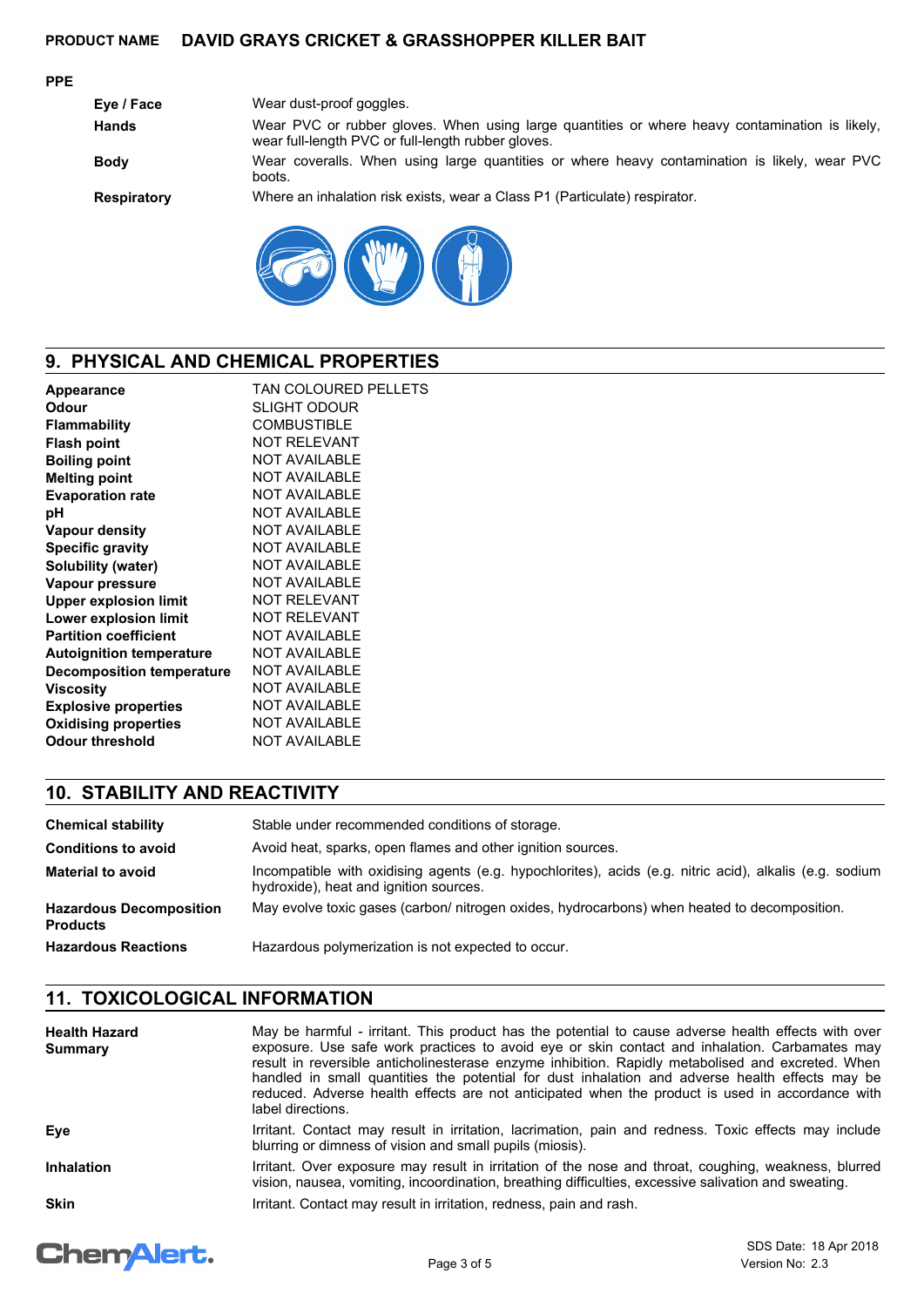**PPE**

| | |
|---|---|
| **Eye / Face** | Wear dust-proof goggles. |
| **Hands** | Wear PVC or rubber gloves. When using large quantities or where heavy contamination is likely, wear full-length PVC or full-length rubber gloves. |
| **Body** | Wear coveralls. When using large quantities or where heavy contamination is likely, wear PVC boots. |
| **Respiratory** | Where an inhalation risk exists, wear a Class P1 (Particulate) respirator. |

## 9. PHYSICAL AND CHEMICAL PROPERTIES

| | |
|---|---|
| **Appearance** | TAN COLOURED PELLETS |
| **Odour** | SLIGHT ODOUR |
| **Flammability** | COMBUSTIBLE |
| **Flash point** | NOT RELEVANT |
| **Boiling point** | NOT AVAILABLE |
| **Melting point** | NOT AVAILABLE |
| **Evaporation rate** | NOT AVAILABLE |
| **pH** | NOT AVAILABLE |
| **Vapour density** | NOT AVAILABLE |
| **Specific gravity** | NOT AVAILABLE |
| **Solubility (water)** | NOT AVAILABLE |
| **Vapour pressure** | NOT AVAILABLE |
| **Upper explosion limit** | NOT RELEVANT |
| **Lower explosion limit** | NOT RELEVANT |
| **Partition coefficient** | NOT AVAILABLE |
| **Autoignition temperature** | NOT AVAILABLE |
| **Decomposition temperature** | NOT AVAILABLE |
| **Viscosity** | NOT AVAILABLE |
| **Explosive properties** | NOT AVAILABLE |
| **Oxidising properties** | NOT AVAILABLE |
| **Odour threshold** | NOT AVAILABLE |

## 10. STABILITY AND REACTIVITY

| | |
|---|---|
| **Chemical stability** | Stable under recommended conditions of storage. |
| **Conditions to avoid** | Avoid heat, sparks, open flames and other ignition sources. |
| **Material to avoid** | Incompatible with oxidising agents (e.g. hypochlorites), acids (e.g. nitric acid), alkalis (e.g. sodium hydroxide), heat and ignition sources. |
| **Hazardous Decomposition Products** | May evolve toxic gases (carbon/ nitrogen oxides, hydrocarbons) when heated to decomposition. |
| **Hazardous Reactions** | Hazardous polymerization is not expected to occur. |

## 11. TOXICOLOGICAL INFORMATION

| | |
|---|---|
| **Health Hazard Summary** | May be harmful - irritant. This product has the potential to cause adverse health effects with over exposure. Use safe work practices to avoid eye or skin contact and inhalation. Carbamates may result in reversible anticholinesterase enzyme inhibition. Rapidly metabolised and excreted. When handled in small quantities the potential for dust inhalation and adverse health effects may be reduced. Adverse health effects are not anticipated when the product is used in accordance with label directions. |
| **Eye** | Irritant. Contact may result in irritation, lacrimation, pain and redness. Toxic effects may include blurring or dimness of vision and small pupils (miosis). |
| **Inhalation** | Irritant. Over exposure may result in irritation of the nose and throat, coughing, weakness, blurred vision, nausea, vomiting, incoordination, breathing difficulties, excessive salivation and sweating. |
| **Skin** | Irritant. Contact may result in irritation, redness, pain and rash. |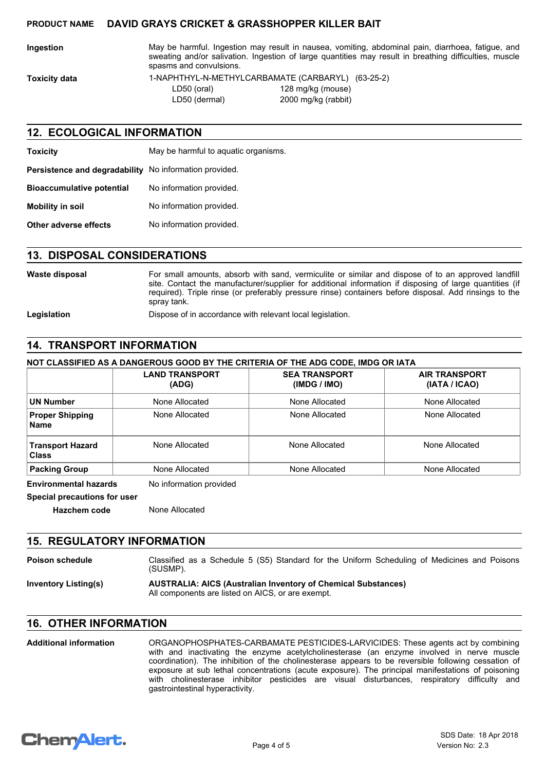**Ingestion** May be harmful. Ingestion may result in nausea, vomiting, abdominal pain, diarrhoea, fatigue, and sweating and/or salivation. Ingestion of large quantities may result in breathing difficulties, muscle spasms and convulsions.

**Toxicity data** 1-NAPHTHYL-N-METHYLCARBAMATE (CARBARYL) (63-25-2)

| | |
|---|---|
| LD50 (oral) | 128 mg/kg (mouse) |
| LD50 (dermal) | 2000 mg/kg (rabbit) |

## 12. ECOLOGICAL INFORMATION

**Toxicity** May be harmful to aquatic organisms.

**Persistence and degradability** No information provided.

**Bioaccumulative potential** No information provided.

**Mobility in soil** No information provided.

**Other adverse effects** No information provided.

## 13. DISPOSAL CONSIDERATIONS

**Waste disposal** For small amounts, absorb with sand, vermiculite or similar and dispose of to an approved landfill site. Contact the manufacturer/supplier for additional information if disposing of large quantities (if required). Triple rinse (or preferably pressure rinse) containers before disposal. Add rinsings to the spray tank.

**Legislation** Dispose of in accordance with relevant local legislation.

## 14. TRANSPORT INFORMATION

**NOT CLASSIFIED AS A DANGEROUS GOOD BY THE CRITERIA OF THE ADG CODE, IMDG OR IATA**

| | LAND TRANSPORT (ADG) | SEA TRANSPORT (IMDG / IMO) | AIR TRANSPORT (IATA / ICAO) |
|---|---|---|---|
| **UN Number** | None Allocated | None Allocated | None Allocated |
| **Proper Shipping Name** | None Allocated | None Allocated | None Allocated |
| **Transport Hazard Class** | None Allocated | None Allocated | None Allocated |
| **Packing Group** | None Allocated | None Allocated | None Allocated |

**Environmental hazards** No information provided

**Special precautions for user**

**Hazchem code** None Allocated

## 15. REGULATORY INFORMATION

**Poison schedule** Classified as a Schedule 5 (S5) Standard for the Uniform Scheduling of Medicines and Poisons (SUSMP).

**Inventory Listing(s)** **AUSTRALIA: AICS (Australian Inventory of Chemical Substances)**
All components are listed on AICS, or are exempt.

## 16. OTHER INFORMATION

**Additional information** ORGANOPHOSPHATES-CARBAMATE PESTICIDES-LARVICIDES: These agents act by combining with and inactivating the enzyme acetylcholinesterase (an enzyme involved in nerve muscle coordination). The inhibition of the cholinesterase appears to be reversible following cessation of exposure at sub lethal concentrations (acute exposure). The principal manifestations of poisoning with cholinesterase inhibitor pesticides are visual disturbances, respiratory difficulty and gastrointestinal hyperactivity.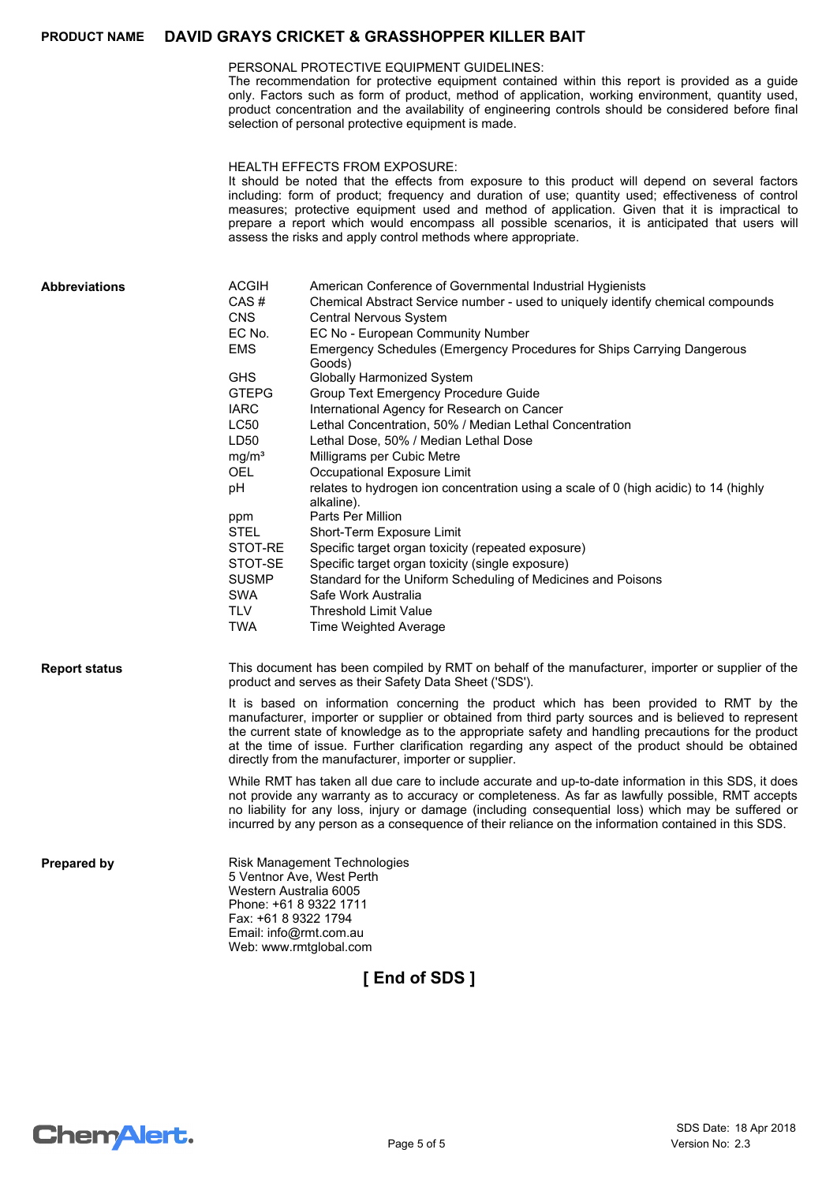PERSONAL PROTECTIVE EQUIPMENT GUIDELINES:
The recommendation for protective equipment contained within this report is provided as a guide only. Factors such as form of product, method of application, working environment, quantity used, product concentration and the availability of engineering controls should be considered before final selection of personal protective equipment is made.

HEALTH EFFECTS FROM EXPOSURE:
It should be noted that the effects from exposure to this product will depend on several factors including: form of product; frequency and duration of use; quantity used; effectiveness of control measures; protective equipment used and method of application. Given that it is impractical to prepare a report which would encompass all possible scenarios, it is anticipated that users will assess the risks and apply control methods where appropriate.

**Abbreviations**

| | |
|---|---|
| ACGIH | American Conference of Governmental Industrial Hygienists |
| CAS # | Chemical Abstract Service number - used to uniquely identify chemical compounds |
| CNS | Central Nervous System |
| EC No. | EC No - European Community Number |
| EMS | Emergency Schedules (Emergency Procedures for Ships Carrying Dangerous Goods) |
| GHS | Globally Harmonized System |
| GTEPG | Group Text Emergency Procedure Guide |
| IARC | International Agency for Research on Cancer |
| LC50 | Lethal Concentration, 50% / Median Lethal Concentration |
| LD50 | Lethal Dose, 50% / Median Lethal Dose |
| $mg/m^3$ | Milligrams per Cubic Metre |
| OEL | Occupational Exposure Limit |
| pH | relates to hydrogen ion concentration using a scale of 0 (high acidic) to 14 (highly alkaline). |
| ppm | Parts Per Million |
| STEL | Short-Term Exposure Limit |
| STOT-RE | Specific target organ toxicity (repeated exposure) |
| STOT-SE | Specific target organ toxicity (single exposure) |
| SUSMP | Standard for the Uniform Scheduling of Medicines and Poisons |
| SWA | Safe Work Australia |
| TLV | Threshold Limit Value |
| TWA | Time Weighted Average |

**Report status**

This document has been compiled by RMT on behalf of the manufacturer, importer or supplier of the product and serves as their Safety Data Sheet ('SDS').

It is based on information concerning the product which has been provided to RMT by the manufacturer, importer or supplier or obtained from third party sources and is believed to represent the current state of knowledge as to the appropriate safety and handling precautions for the product at the time of issue. Further clarification regarding any aspect of the product should be obtained directly from the manufacturer, importer or supplier.

While RMT has taken all due care to include accurate and up-to-date information in this SDS, it does not provide any warranty as to accuracy or completeness. As far as lawfully possible, RMT accepts no liability for any loss, injury or damage (including consequential loss) which may be suffered or incurred by any person as a consequence of their reliance on the information contained in this SDS.

**Prepared by**

Risk Management Technologies
5 Ventnor Ave, West Perth
Western Australia 6005
Phone: +61 8 9322 1711
Fax: +61 8 9322 1794
Email: info@rmt.com.au
Web: www.rmtglobal.com

**[ End of SDS ]**